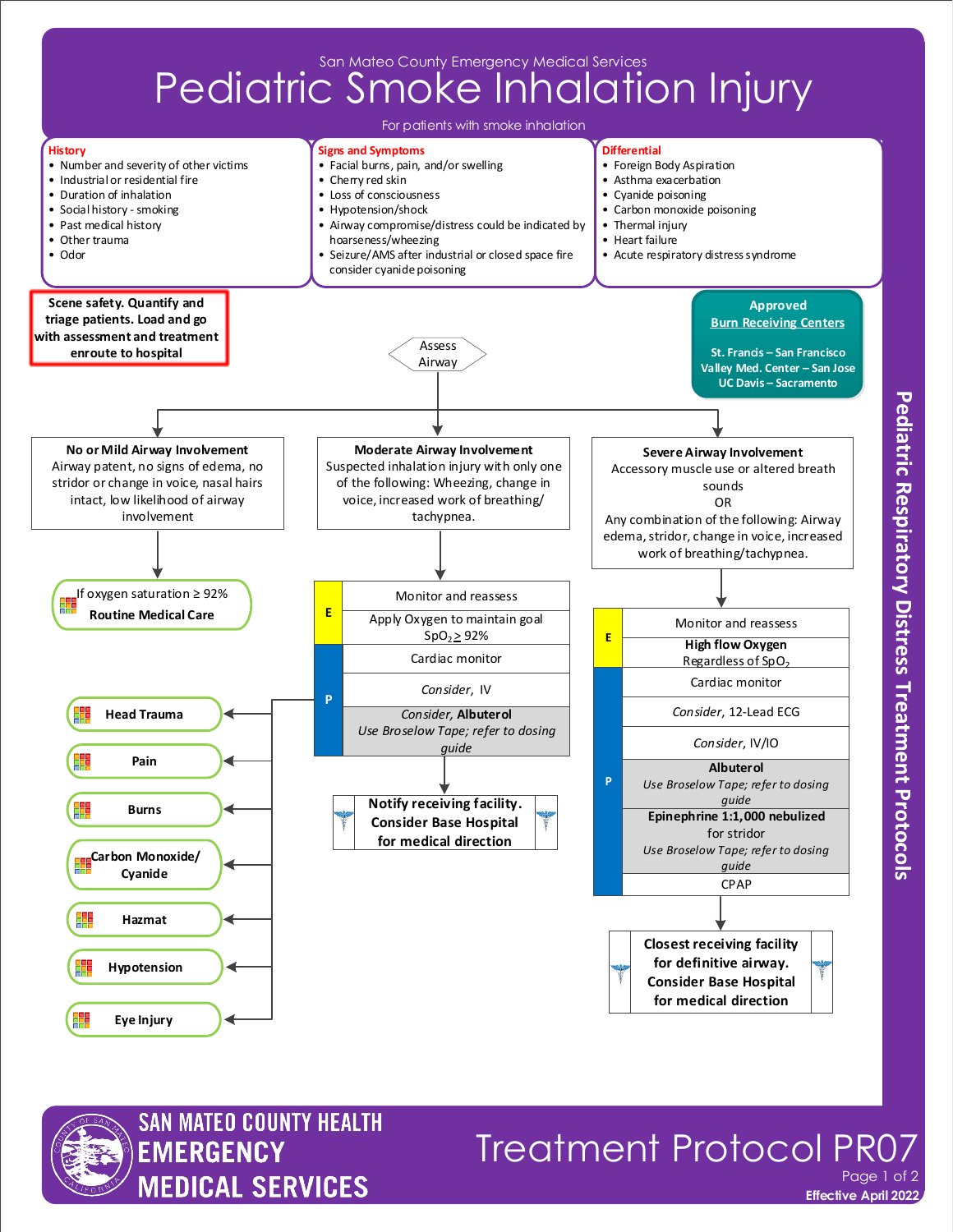San Mateo County Emergency Medical Services

# Pediatric Smoke Inhalation Injury

For patients with smoke inhalation

**History**
- Number and severity of other victims
- Industrial or residential fire
- Duration of inhalation
- Social history - smoking
- Past medical history
- Other trauma
- Odor

**Signs and Symptoms**
- Facial burns, pain, and/or swelling
- Cherry red skin
- Loss of consciousness
- Hypotension/shock
- Airway compromise/distress could be indicated by hoarseness/wheezing
- Seizure/AMS after industrial or closed space fire consider cyanide poisoning

**Differential**
- Foreign Body Aspiration
- Asthma exacerbation
- Cyanide poisoning
- Carbon monoxide poisoning
- Thermal injury
- Heart failure
- Acute respiratory distress syndrome

**Scene safety. Quantify and triage patients. Load and go with assessment and treatment enroute to hospital**

**Approved Burn Receiving Centers**
**St. Francis – San Francisco**
**Valley Med. Center – San Jose**
**UC Davis – Sacramento**

Assess Airway

## No or Mild Airway Involvement

Airway patent, no signs of edema, no stridor or change in voice, nasal hairs intact, low likelihood of airway involvement

→ If oxygen saturation ≥ 92%: **Routine Medical Care**

## Moderate Airway Involvement

Suspected inhalation injury with only one of the following: Wheezing, change in voice, increased work of breathing/ tachypnea.

| Level | Intervention |
|---|---|
| E | Monitor and reassess |
| E | Apply Oxygen to maintain goal $SpO_2 \geq 92\%$ |
| P | Cardiac monitor |
| P | *Consider*, IV |
| P | *Consider*, **Albuterol** *Use Broselow Tape; refer to dosing guide* |

**Notify receiving facility. Consider Base Hospital for medical direction**

See also:
- **Head Trauma**
- **Pain**
- **Burns**
- **Carbon Monoxide/ Cyanide**
- **Hazmat**
- **Hypotension**
- **Eye Injury**

## Severe Airway Involvement

Accessory muscle use or altered breath sounds
OR
Any combination of the following: Airway edema, stridor, change in voice, increased work of breathing/tachypnea.

| Level | Intervention |
|---|---|
| E | Monitor and reassess |
| E | **High flow Oxygen** Regardless of $SpO_2$ |
| P | Cardiac monitor |
| P | *Consider*, 12-Lead ECG |
| P | *Consider*, IV/IO |
| P | **Albuterol** *Use Broselow Tape; refer to dosing guide* |
| P | **Epinephrine 1:1,000 nebulized** for stridor *Use Broselow Tape; refer to dosing guide* |
| P | CPAP |

**Closest receiving facility for definitive airway. Consider Base Hospital for medical direction**

Pediatric Respiratory Distress Treatment Protocols

Treatment Protocol PR07

Effective April 2022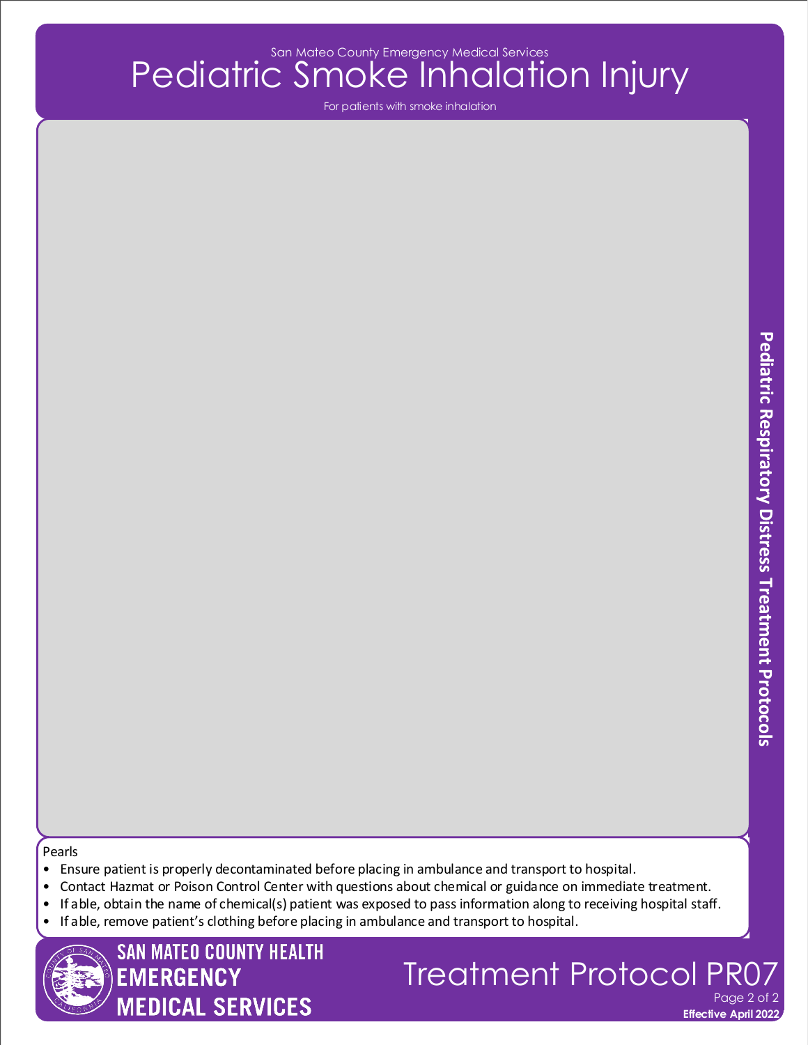San Mateo County Emergency Medical Services

# Pediatric Smoke Inhalation Injury

For patients with smoke inhalation

Pearls

- Ensure patient is properly decontaminated before placing in ambulance and transport to hospital.
- Contact Hazmat or Poison Control Center with questions about chemical or guidance on immediate treatment.
- If able, obtain the name of chemical(s) patient was exposed to pass information along to receiving hospital staff.
- If able, remove patient's clothing before placing in ambulance and transport to hospital.

Pediatric Respiratory Distress Treatment Protocols

SAN MATEO COUNTY HEALTH
EMERGENCY
MEDICAL SERVICES

Treatment Protocol PR07

Effective April 2022